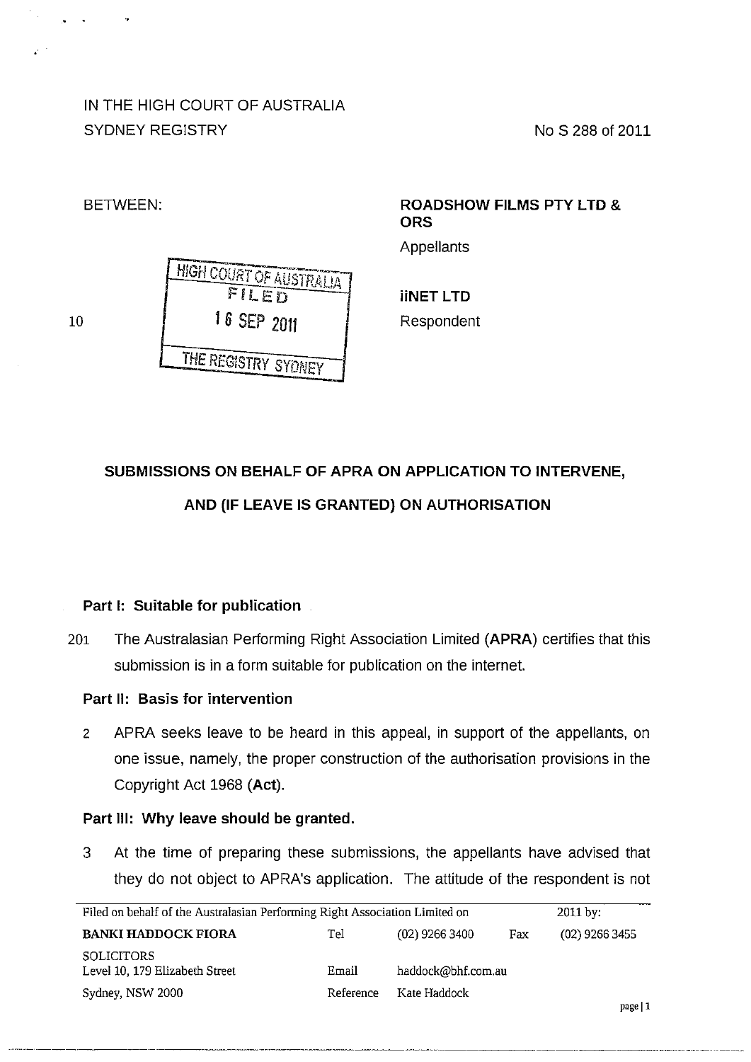IN THE HIGH COURT OF AUSTRALIA
SYDNEY REGISTRY

No S 288 of 2011

BETWEEN:

**ROADSHOW FILMS PTY LTD & ORS**
Appellants

HIGH COURT OF AUSTRALIA
FILED
16 SEP 2011
THE REGISTRY SYDNEY

**iiNET LTD**
Respondent

## SUBMISSIONS ON BEHALF OF APRA ON APPLICATION TO INTERVENE, AND (IF LEAVE IS GRANTED) ON AUTHORISATION

### Part I: Suitable for publication

1. The Australasian Performing Right Association Limited (**APRA**) certifies that this submission is in a form suitable for publication on the internet.

### Part II: Basis for intervention

2. APRA seeks leave to be heard in this appeal, in support of the appellants, on one issue, namely, the proper construction of the authorisation provisions in the Copyright Act 1968 (**Act**).

### Part III: Why leave should be granted.

3. At the time of preparing these submissions, the appellants have advised that they do not object to APRA's application. The attitude of the respondent is not

| Filed on behalf of the Australasian Performing Right Association Limited on | | | | 2011 by: |
|---|---|---|---|---|
| **BANKI HADDOCK FIORA** | Tel | (02) 9266 3400 | Fax | (02) 9266 3455 |
| SOLICITORS<br>Level 10, 179 Elizabeth Street | Email | haddock@bhf.com.au | | |
| Sydney, NSW 2000 | Reference | Kate Haddock | | |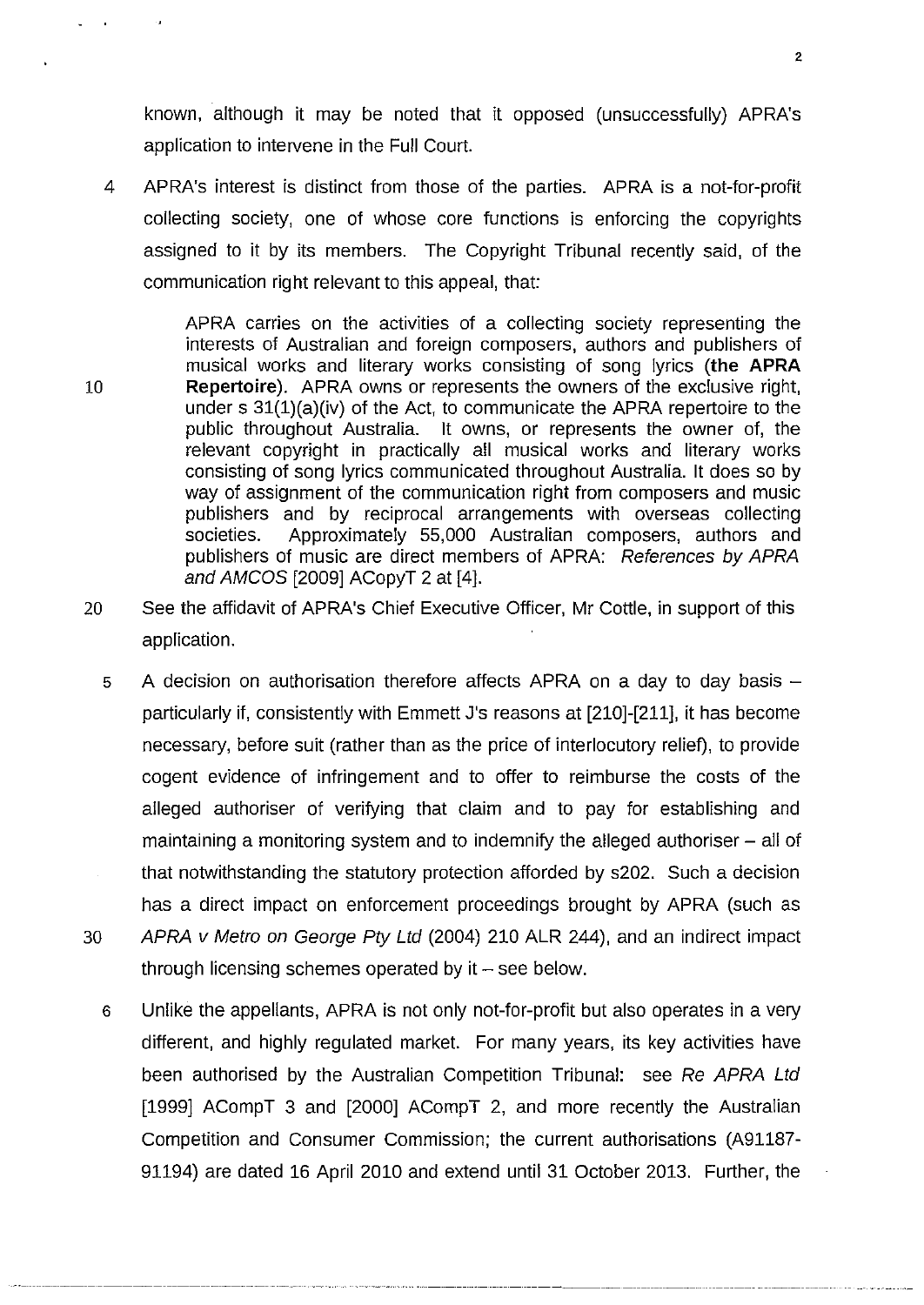known, although it may be noted that it opposed (unsuccessfully) APRA's application to intervene in the Full Court.

4 APRA's interest is distinct from those of the parties. APRA is a not-for-profit collecting society, one of whose core functions is enforcing the copyrights assigned to it by its members. The Copyright Tribunal recently said, of the communication right relevant to this appeal, that:

> APRA carries on the activities of a collecting society representing the interests of Australian and foreign composers, authors and publishers of musical works and literary works consisting of song lyrics (**the APRA Repertoire**). APRA owns or represents the owners of the exclusive right, under s 31(1)(a)(iv) of the Act, to communicate the APRA repertoire to the public throughout Australia. It owns, or represents the owner of, the relevant copyright in practically all musical works and literary works consisting of song lyrics communicated throughout Australia. It does so by way of assignment of the communication right from composers and music publishers and by reciprocal arrangements with overseas collecting societies. Approximately 55,000 Australian composers, authors and publishers of music are direct members of APRA: *References by APRA and AMCOS* [2009] ACopyT 2 at [4].

See the affidavit of APRA's Chief Executive Officer, Mr Cottle, in support of this application.

5 A decision on authorisation therefore affects APRA on a day to day basis – particularly if, consistently with Emmett J's reasons at [210]-[211], it has become necessary, before suit (rather than as the price of interlocutory relief), to provide cogent evidence of infringement and to offer to reimburse the costs of the alleged authoriser of verifying that claim and to pay for establishing and maintaining a monitoring system and to indemnify the alleged authoriser – all of that notwithstanding the statutory protection afforded by s202. Such a decision has a direct impact on enforcement proceedings brought by APRA (such as *APRA v Metro on George Pty Ltd* (2004) 210 ALR 244), and an indirect impact through licensing schemes operated by it – see below.

6 Unlike the appellants, APRA is not only not-for-profit but also operates in a very different, and highly regulated market. For many years, its key activities have been authorised by the Australian Competition Tribunal: see *Re APRA Ltd* [1999] ACompT 3 and [2000] ACompT 2, and more recently the Australian Competition and Consumer Commission; the current authorisations (A91187-91194) are dated 16 April 2010 and extend until 31 October 2013. Further, the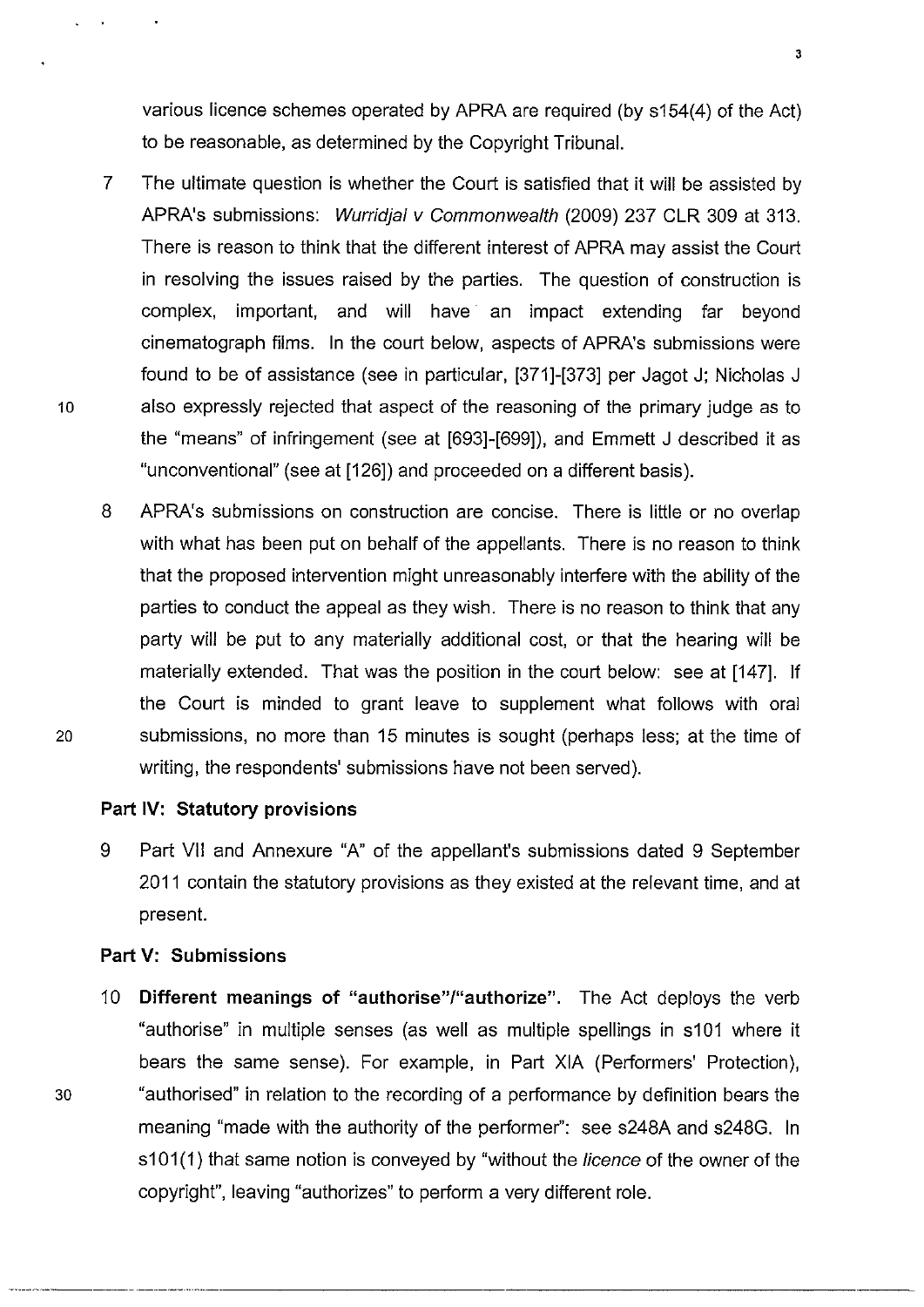various licence schemes operated by APRA are required (by s154(4) of the Act) to be reasonable, as determined by the Copyright Tribunal.

7 The ultimate question is whether the Court is satisfied that it will be assisted by APRA's submissions: *Wurridjal v Commonwealth* (2009) 237 CLR 309 at 313. There is reason to think that the different interest of APRA may assist the Court in resolving the issues raised by the parties. The question of construction is complex, important, and will have an impact extending far beyond cinematograph films. In the court below, aspects of APRA's submissions were found to be of assistance (see in particular, [371]-[373] per Jagot J; Nicholas J also expressly rejected that aspect of the reasoning of the primary judge as to the "means" of infringement (see at [693]-[699]), and Emmett J described it as "unconventional" (see at [126]) and proceeded on a different basis).

8 APRA's submissions on construction are concise. There is little or no overlap with what has been put on behalf of the appellants. There is no reason to think that the proposed intervention might unreasonably interfere with the ability of the parties to conduct the appeal as they wish. There is no reason to think that any party will be put to any materially additional cost, or that the hearing will be materially extended. That was the position in the court below: see at [147]. If the Court is minded to grant leave to supplement what follows with oral submissions, no more than 15 minutes is sought (perhaps less; at the time of writing, the respondents' submissions have not been served).

**Part IV: Statutory provisions**

9 Part VII and Annexure "A" of the appellant's submissions dated 9 September 2011 contain the statutory provisions as they existed at the relevant time, and at present.

**Part V: Submissions**

10 **Different meanings of "authorise"/"authorize".** The Act deploys the verb "authorise" in multiple senses (as well as multiple spellings in s101 where it bears the same sense). For example, in Part XIA (Performers' Protection), "authorised" in relation to the recording of a performance by definition bears the meaning "made with the authority of the performer": see s248A and s248G. In s101(1) that same notion is conveyed by "without the *licence* of the owner of the copyright", leaving "authorizes" to perform a very different role.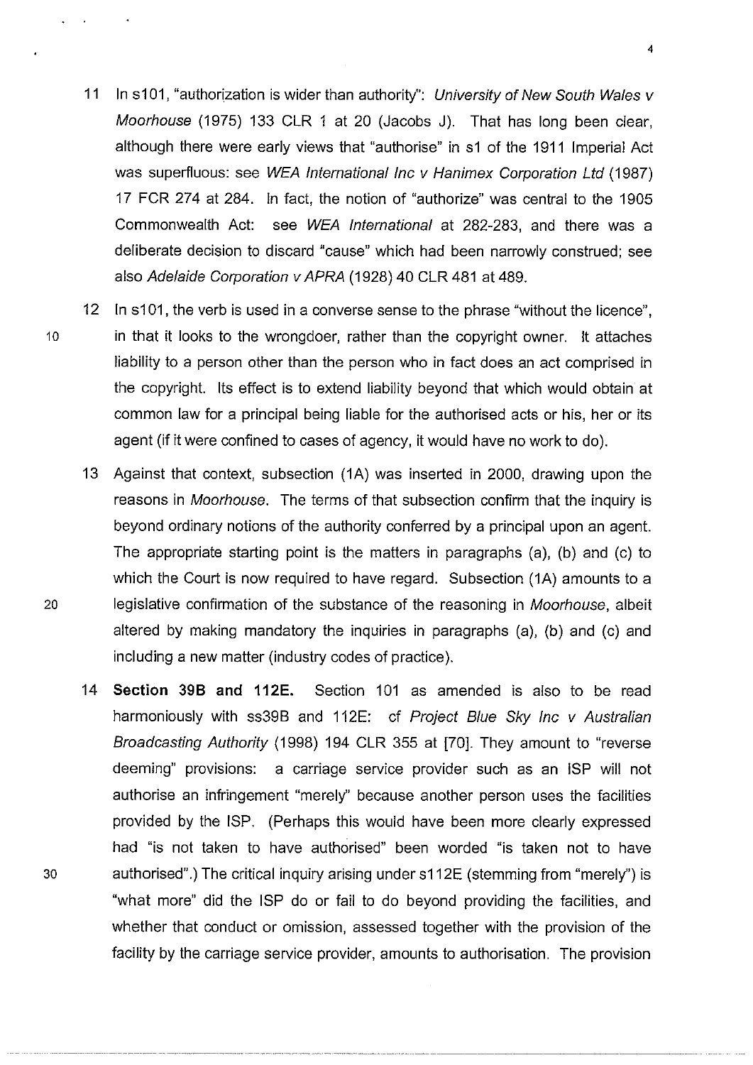11 In s101, "authorization is wider than authority": *University of New South Wales v Moorhouse* (1975) 133 CLR 1 at 20 (Jacobs J). That has long been clear, although there were early views that "authorise" in s1 of the 1911 Imperial Act was superfluous: see *WEA International Inc v Hanimex Corporation Ltd* (1987) 17 FCR 274 at 284. In fact, the notion of "authorize" was central to the 1905 Commonwealth Act: see *WEA International* at 282-283, and there was a deliberate decision to discard "cause" which had been narrowly construed; see also *Adelaide Corporation v APRA* (1928) 40 CLR 481 at 489.

12 In s101, the verb is used in a converse sense to the phrase "without the licence", in that it looks to the wrongdoer, rather than the copyright owner. It attaches liability to a person other than the person who in fact does an act comprised in the copyright. Its effect is to extend liability beyond that which would obtain at common law for a principal being liable for the authorised acts or his, her or its agent (if it were confined to cases of agency, it would have no work to do).

13 Against that context, subsection (1A) was inserted in 2000, drawing upon the reasons in *Moorhouse*. The terms of that subsection confirm that the inquiry is beyond ordinary notions of the authority conferred by a principal upon an agent. The appropriate starting point is the matters in paragraphs (a), (b) and (c) to which the Court is now required to have regard. Subsection (1A) amounts to a legislative confirmation of the substance of the reasoning in *Moorhouse*, albeit altered by making mandatory the inquiries in paragraphs (a), (b) and (c) and including a new matter (industry codes of practice).

14 **Section 39B and 112E.** Section 101 as amended is also to be read harmoniously with ss39B and 112E: cf *Project Blue Sky Inc v Australian Broadcasting Authority* (1998) 194 CLR 355 at [70]. They amount to "reverse deeming" provisions: a carriage service provider such as an ISP will not authorise an infringement "merely" because another person uses the facilities provided by the ISP. (Perhaps this would have been more clearly expressed had "is not taken to have authorised" been worded "is taken not to have authorised".) The critical inquiry arising under s112E (stemming from "merely") is "what more" did the ISP do or fail to do beyond providing the facilities, and whether that conduct or omission, assessed together with the provision of the facility by the carriage service provider, amounts to authorisation. The provision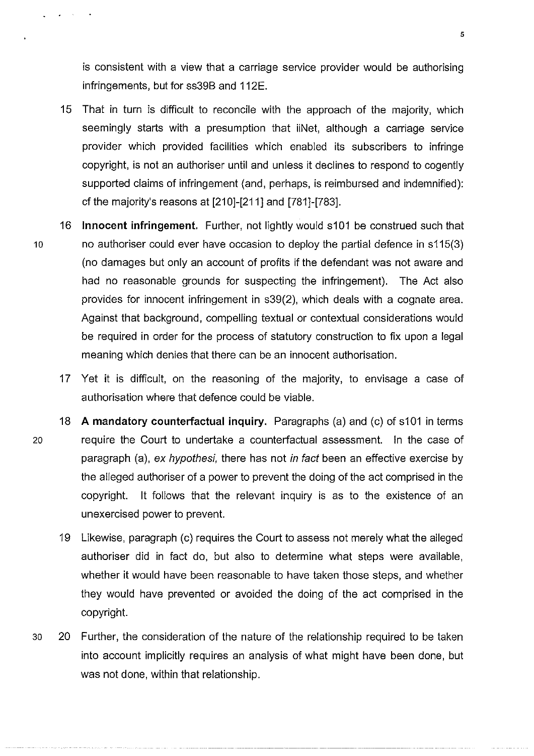is consistent with a view that a carriage service provider would be authorising infringements, but for ss39B and 112E.

15 That in turn is difficult to reconcile with the approach of the majority, which seemingly starts with a presumption that iiNet, although a carriage service provider which provided facilities which enabled its subscribers to infringe copyright, is not an authoriser until and unless it declines to respond to cogently supported claims of infringement (and, perhaps, is reimbursed and indemnified): cf the majority's reasons at [210]-[211] and [781]-[783].

16 **Innocent infringement.** Further, not lightly would s101 be construed such that no authoriser could ever have occasion to deploy the partial defence in s115(3) (no damages but only an account of profits if the defendant was not aware and had no reasonable grounds for suspecting the infringement). The Act also provides for innocent infringement in s39(2), which deals with a cognate area. Against that background, compelling textual or contextual considerations would be required in order for the process of statutory construction to fix upon a legal meaning which denies that there can be an innocent authorisation.

17 Yet it is difficult, on the reasoning of the majority, to envisage a case of authorisation where that defence could be viable.

18 **A mandatory counterfactual inquiry.** Paragraphs (a) and (c) of s101 in terms require the Court to undertake a counterfactual assessment. In the case of paragraph (a), *ex hypothesi*, there has not *in fact* been an effective exercise by the alleged authoriser of a power to prevent the doing of the act comprised in the copyright. It follows that the relevant inquiry is as to the existence of an unexercised power to prevent.

19 Likewise, paragraph (c) requires the Court to assess not merely what the alleged authoriser did in fact do, but also to determine what steps were available, whether it would have been reasonable to have taken those steps, and whether they would have prevented or avoided the doing of the act comprised in the copyright.

20 Further, the consideration of the nature of the relationship required to be taken into account implicitly requires an analysis of what might have been done, but was not done, within that relationship.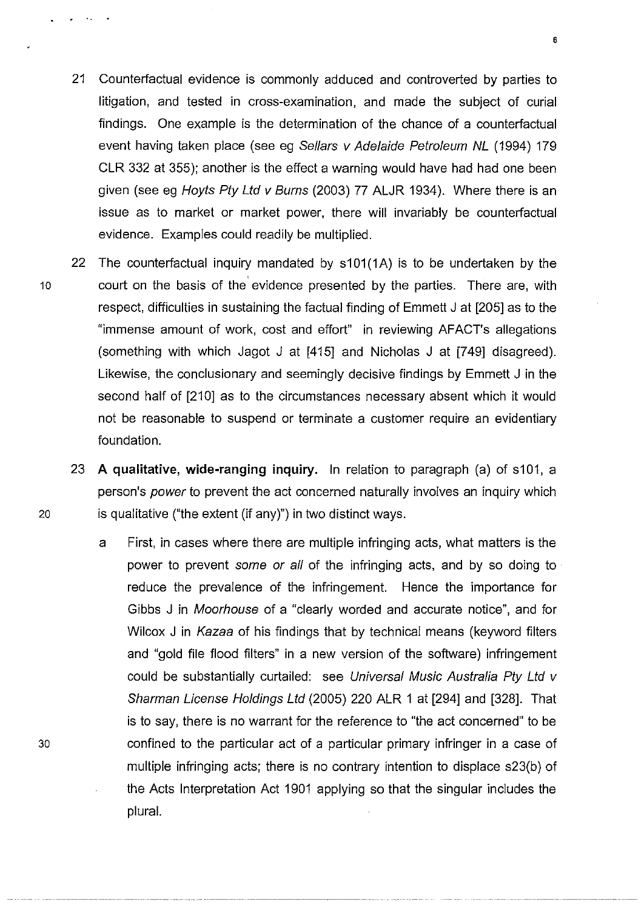21 Counterfactual evidence is commonly adduced and controverted by parties to litigation, and tested in cross-examination, and made the subject of curial findings. One example is the determination of the chance of a counterfactual event having taken place (see eg *Sellars v Adelaide Petroleum NL* (1994) 179 CLR 332 at 355); another is the effect a warning would have had had one been given (see eg *Hoyts Pty Ltd v Burns* (2003) 77 ALJR 1934). Where there is an issue as to market or market power, there will invariably be counterfactual evidence. Examples could readily be multiplied.

22 The counterfactual inquiry mandated by s101(1A) is to be undertaken by the court on the basis of the evidence presented by the parties. There are, with respect, difficulties in sustaining the factual finding of Emmett J at [205] as to the "immense amount of work, cost and effort" in reviewing AFACT's allegations (something with which Jagot J at [415] and Nicholas J at [749] disagreed). Likewise, the conclusionary and seemingly decisive findings by Emmett J in the second half of [210] as to the circumstances necessary absent which it would not be reasonable to suspend or terminate a customer require an evidentiary foundation.

23 **A qualitative, wide-ranging inquiry.** In relation to paragraph (a) of s101, a person's *power* to prevent the act concerned naturally involves an inquiry which is qualitative ("the extent (if any)") in two distinct ways.

a First, in cases where there are multiple infringing acts, what matters is the power to prevent *some or all* of the infringing acts, and by so doing to reduce the prevalence of the infringement. Hence the importance for Gibbs J in *Moorhouse* of a "clearly worded and accurate notice", and for Wilcox J in *Kazaa* of his findings that by technical means (keyword filters and "gold file flood filters" in a new version of the software) infringement could be substantially curtailed: see *Universal Music Australia Pty Ltd v Sharman License Holdings Ltd* (2005) 220 ALR 1 at [294] and [328]. That is to say, there is no warrant for the reference to "the act concerned" to be confined to the particular act of a particular primary infringer in a case of multiple infringing acts; there is no contrary intention to displace s23(b) of the Acts Interpretation Act 1901 applying so that the singular includes the plural.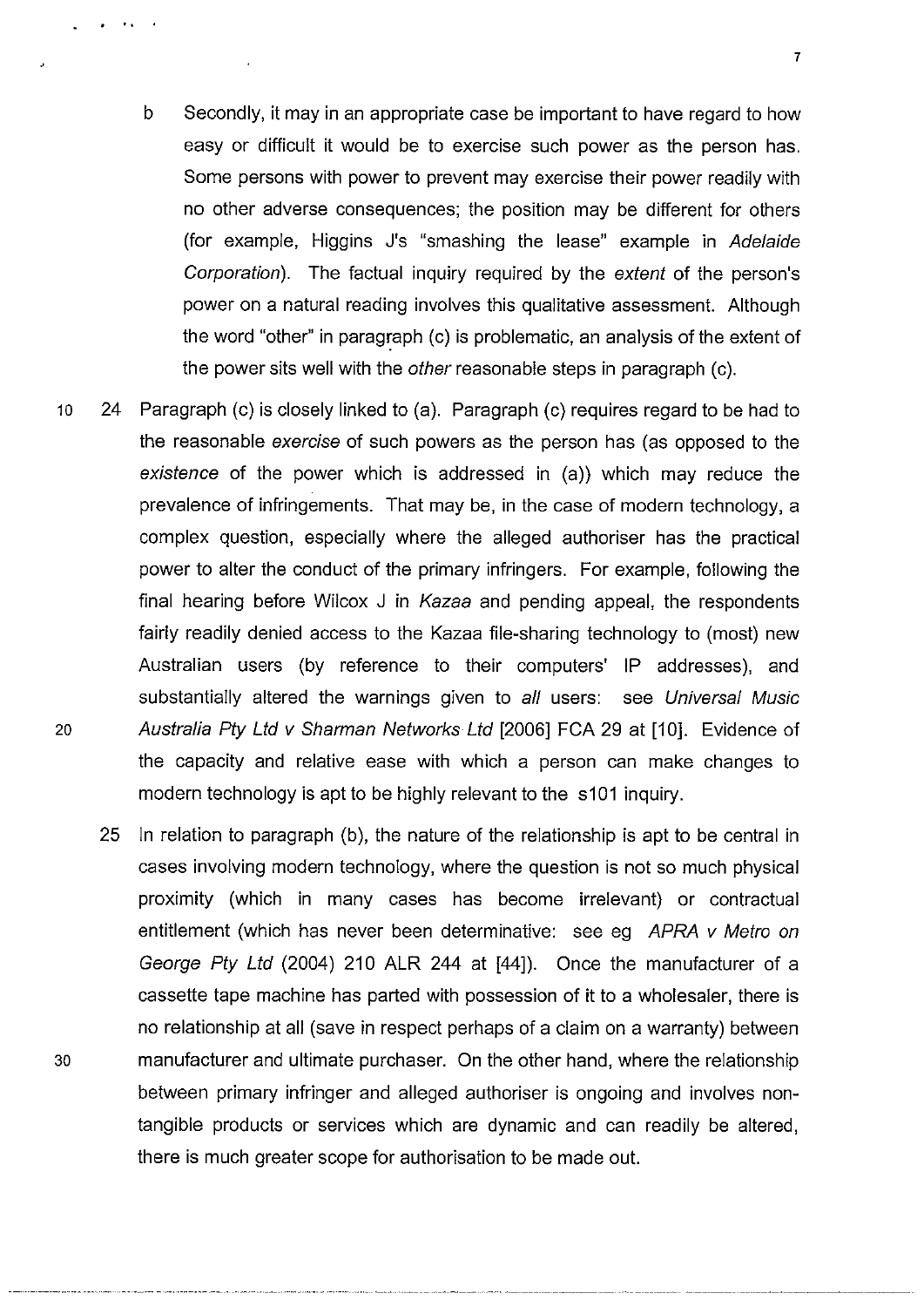b Secondly, it may in an appropriate case be important to have regard to how easy or difficult it would be to exercise such power as the person has. Some persons with power to prevent may exercise their power readily with no other adverse consequences; the position may be different for others (for example, Higgins J's "smashing the lease" example in *Adelaide Corporation*). The factual inquiry required by the *extent* of the person's power on a natural reading involves this qualitative assessment. Although the word "other" in paragraph (c) is problematic, an analysis of the extent of the power sits well with the *other* reasonable steps in paragraph (c).

24 Paragraph (c) is closely linked to (a). Paragraph (c) requires regard to be had to the reasonable *exercise* of such powers as the person has (as opposed to the *existence* of the power which is addressed in (a)) which may reduce the prevalence of infringements. That may be, in the case of modern technology, a complex question, especially where the alleged authoriser has the practical power to alter the conduct of the primary infringers. For example, following the final hearing before Wilcox J in *Kazaa* and pending appeal, the respondents fairly readily denied access to the Kazaa file-sharing technology to (most) new Australian users (by reference to their computers' IP addresses), and substantially altered the warnings given to *all* users: see *Universal Music Australia Pty Ltd v Sharman Networks Ltd* [2006] FCA 29 at [10]. Evidence of the capacity and relative ease with which a person can make changes to modern technology is apt to be highly relevant to the s101 inquiry.

25 In relation to paragraph (b), the nature of the relationship is apt to be central in cases involving modern technology, where the question is not so much physical proximity (which in many cases has become irrelevant) or contractual entitlement (which has never been determinative: see eg *APRA v Metro on George Pty Ltd* (2004) 210 ALR 244 at [44]). Once the manufacturer of a cassette tape machine has parted with possession of it to a wholesaler, there is no relationship at all (save in respect perhaps of a claim on a warranty) between manufacturer and ultimate purchaser. On the other hand, where the relationship between primary infringer and alleged authoriser is ongoing and involves non-tangible products or services which are dynamic and can readily be altered, there is much greater scope for authorisation to be made out.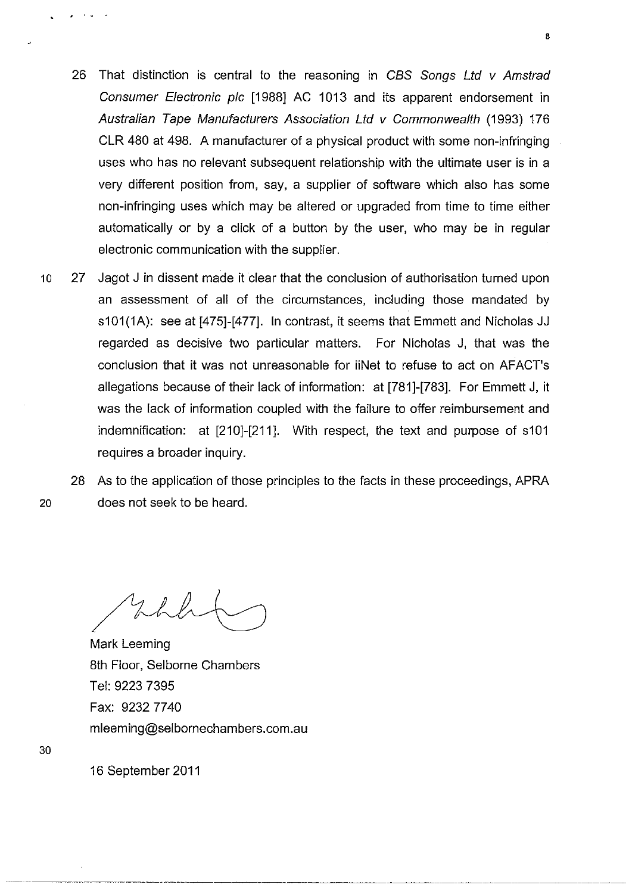26 That distinction is central to the reasoning in *CBS Songs Ltd v Amstrad Consumer Electronic plc* [1988] AC 1013 and its apparent endorsement in *Australian Tape Manufacturers Association Ltd v Commonwealth* (1993) 176 CLR 480 at 498. A manufacturer of a physical product with some non-infringing uses who has no relevant subsequent relationship with the ultimate user is in a very different position from, say, a supplier of software which also has some non-infringing uses which may be altered or upgraded from time to time either automatically or by a click of a button by the user, who may be in regular electronic communication with the supplier.

27 Jagot J in dissent made it clear that the conclusion of authorisation turned upon an assessment of all of the circumstances, including those mandated by s101(1A): see at [475]-[477]. In contrast, it seems that Emmett and Nicholas JJ regarded as decisive two particular matters. For Nicholas J, that was the conclusion that it was not unreasonable for iiNet to refuse to act on AFACT's allegations because of their lack of information: at [781]-[783]. For Emmett J, it was the lack of information coupled with the failure to offer reimbursement and indemnification: at [210]-[211]. With respect, the text and purpose of s101 requires a broader inquiry.

28 As to the application of those principles to the facts in these proceedings, APRA does not seek to be heard.

Mark Leeming
8th Floor, Selborne Chambers
Tel: 9223 7395
Fax: 9232 7740
mleeming@selbornechambers.com.au

16 September 2011